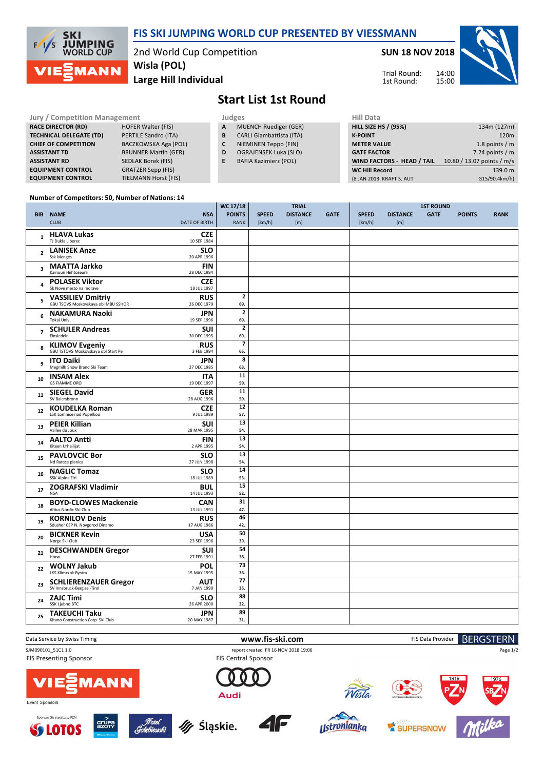# FIS SKI JUMPING WORLD CUP PRESENTED BY VIESSMANN

2nd World Cup Competition
**Wisla (POL)**
**Large Hill Individual**

**SUN 18 NOV 2018**

Trial Round: 14:00
1st Round: 15:00

## Start List 1st Round

| Jury / Competition Management | |
|---|---|
| **RACE DIRECTOR (RD)** | HOFER Walter (FIS) |
| **TECHNICAL DELEGATE (TD)** | PERTILE Sandro (ITA) |
| **CHIEF OF COMPETITION** | BACZKOWSKA Aga (POL) |
| **ASSISTANT TD** | BRUNNER Martin (GER) |
| **ASSISTANT RD** | SEDLAK Borek (FIS) |
| **EQUIPMENT CONTROL** | GRATZER Sepp (FIS) |
| **EQUIPMENT CONTROL** | TIELMANN Horst (FIS) |

| Judges | |
|---|---|
| **A** | MUENCH Ruediger (GER) |
| **B** | CARLI Giambattista (ITA) |
| **C** | NIEMINEN Teppo (FIN) |
| **D** | OGRAJENSEK Luka (SLO) |
| **E** | BAFIA Kazimierz (POL) |

| Hill Data | |
|---|---|
| **HILL SIZE HS / (95%)** | 134m (127m) |
| **K-POINT** | 120m |
| **METER VALUE** | 1.8 points / m |
| **GATE FACTOR** | 7.24 points / m |
| **WIND FACTORS - HEAD / TAIL** | 10.80 / 13.07 points / m/s |
| **WC Hill Record** | 139.0 m |
| (8 JAN 2013 KRAFT S. AUT | G15/90.4km/h) |

Number of Competitors: 50, Number of Nations: 14

| BIB | NAME / CLUB | NSA / DATE OF BIRTH | WC 17/18 POINTS / RANK | TRIAL SPEED [km/h] | TRIAL DISTANCE [m] | TRIAL GATE | 1ST ROUND SPEED [km/h] | 1ST ROUND DISTANCE [m] | 1ST ROUND GATE | POINTS | RANK |
|---|---|---|---|---|---|---|---|---|---|---|---|
| 1 | **HLAVA Lukas** TJ Dukla Liberec | **CZE** 10 SEP 1984 | | | | | | | | | |
| 2 | **LANISEK Anze** Ssk Menges | **SLO** 20 APR 1996 | | | | | | | | | |
| 3 | **MAATTA Jarkko** Kainuun Hiihtoseura | **FIN** 28 DEC 1994 | | | | | | | | | |
| 4 | **POLASEK Viktor** Sk Nove mesto na morave | **CZE** 18 JUL 1997 | | | | | | | | | |
| 5 | **VASSILIEV Dmitriy** GBU TSOVS Moskovskaya obl MBU SSHOR | **RUS** 26 DEC 1979 | 2 / 69. | | | | | | | | |
| 6 | **NAKAMURA Naoki** Tokai Univ. | **JPN** 19 SEP 1996 | 2 / 69. | | | | | | | | |
| 7 | **SCHULER Andreas** Einsiedeln | **SUI** 30 DEC 1995 | 2 / 69. | | | | | | | | |
| 8 | **KLIMOV Evgeniy** GBU TSTOVS Moskovskaya obl Start Pe | **RUS** 3 FEB 1994 | 7 / 65. | | | | | | | | |
| 9 | **ITO Daiki** Megmilk Snow Brand Ski Team | **JPN** 27 DEC 1985 | 8 / 63. | | | | | | | | |
| 10 | **INSAM Alex** GS FIAMME ORO | **ITA** 19 DEC 1997 | 11 / 59. | | | | | | | | |
| 11 | **SIEGEL David** SV Baiersbronn | **GER** 28 AUG 1996 | 11 / 59. | | | | | | | | |
| 12 | **KOUDELKA Roman** LSK Lomnice nad Popelkou | **CZE** 9 JUL 1989 | 12 / 57. | | | | | | | | |
| 13 | **PEIER Killian** Vallee du Joux | **SUI** 28 MAR 1995 | 13 / 54. | | | | | | | | |
| 14 | **AALTO Antti** Kiteen Urheilijat | **FIN** 2 APR 1995 | 13 / 54. | | | | | | | | |
| 15 | **PAVLOVCIC Bor** Nd Ratece planica | **SLO** 27 JUN 1998 | 13 / 54. | | | | | | | | |
| 16 | **NAGLIC Tomaz** SSK Alpina Ziri | **SLO** 18 JUL 1989 | 14 / 53. | | | | | | | | |
| 17 | **ZOGRAFSKI Vladimir** NSA | **BUL** 14 JUL 1993 | 15 / 52. | | | | | | | | |
| 18 | **BOYD-CLOWES Mackenzie** Altius Nordic Ski Club | **CAN** 13 JUL 1991 | 31 / 47. | | | | | | | | |
| 19 | **KORNILOV Denis** Sdushor CSP N. Novgorod Dinamo | **RUS** 17 AUG 1986 | 46 / 42. | | | | | | | | |
| 20 | **BICKNER Kevin** Norge Ski Club | **USA** 23 SEP 1996 | 50 / 39. | | | | | | | | |
| 21 | **DESCHWANDEN Gregor** Horw | **SUI** 27 FEB 1991 | 54 / 38. | | | | | | | | |
| 22 | **WOLNY Jakub** LKS Klimczok Bystra | **POL** 15 MAY 1995 | 73 / 36. | | | | | | | | |
| 23 | **SCHLIERENZAUER Gregor** SV Innsbruck-Bergisel-Tirol | **AUT** 7 JAN 1990 | 77 / 35. | | | | | | | | |
| 24 | **ZAJC Timi** SSK Ljubno BTC | **SLO** 26 APR 2000 | 88 / 32. | | | | | | | | |
| 25 | **TAKEUCHI Taku** Kitano Construction Corp. Ski Club | **JPN** 20 MAY 1987 | 89 / 31. | | | | | | | | |

Data Service by Swiss Timing — www.fis-ski.com — FIS Data Provider BERGSTERN

SJM090101_51C1 1.0 — report created FR 16 NOV 2018 19:06

FIS Presenting Sponsor: VIESSMANN — FIS Central Sponsor: Audi

Event Sponsors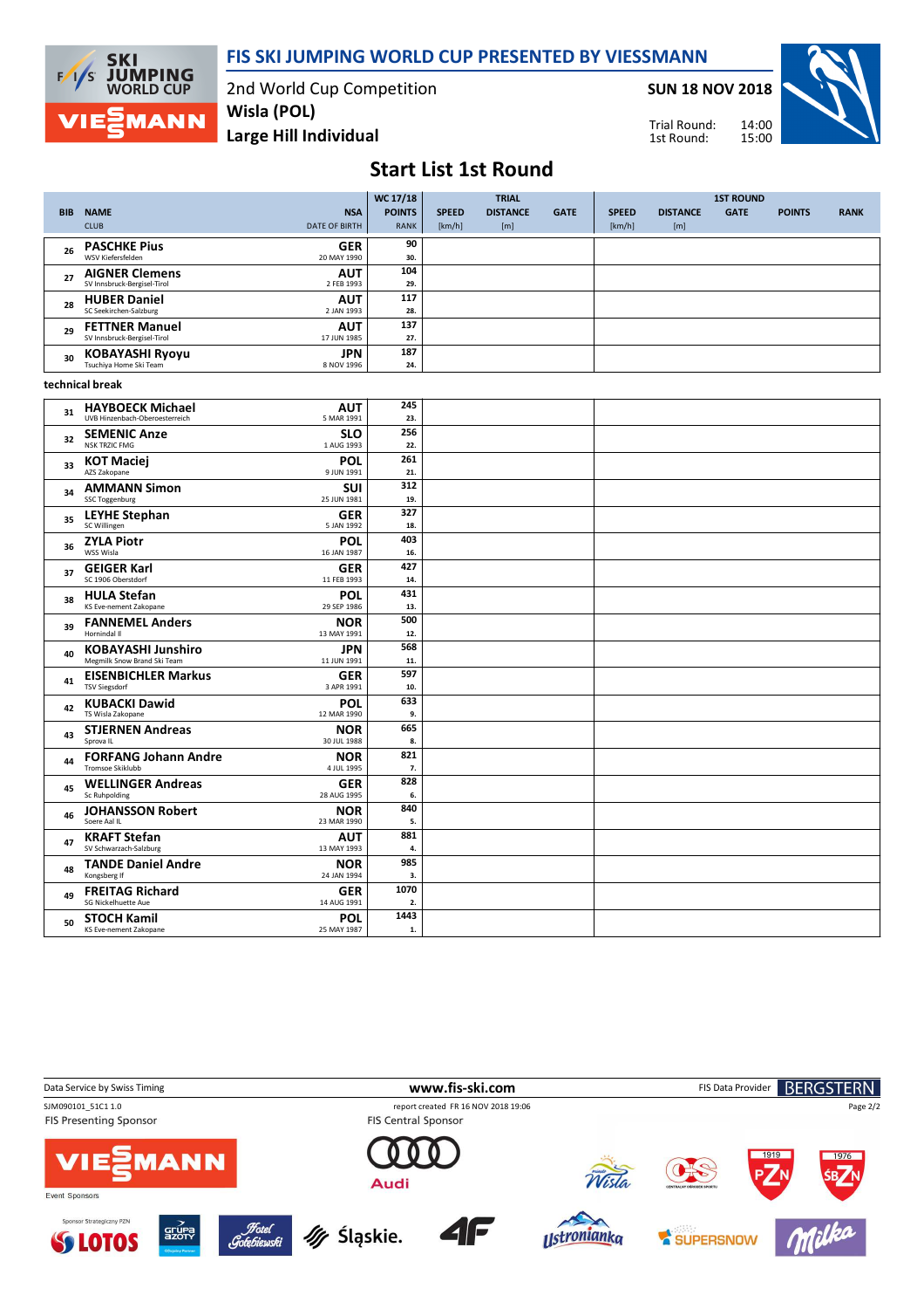# FIS SKI JUMPING WORLD CUP PRESENTED BY VIESSMANN

2nd World Cup Competition
**Wisla (POL)**
**Large Hill Individual**

**SUN 18 NOV 2018**

Trial Round: 14:00
1st Round: 15:00

## Start List 1st Round

| BIB | NAME / CLUB | NSA / DATE OF BIRTH | WC 17/18 POINTS / RANK | TRIAL SPEED [km/h] | TRIAL DISTANCE [m] | TRIAL GATE | 1ST ROUND SPEED [km/h] | 1ST ROUND DISTANCE [m] | 1ST ROUND GATE | POINTS | RANK |
|---|---|---|---|---|---|---|---|---|---|---|---|
| 26 | **PASCHKE Pius** WSV Kiefersfelden | **GER** 20 MAY 1990 | 90 / 30. | | | | | | | | |
| 27 | **AIGNER Clemens** SV Innsbruck-Bergisel-Tirol | **AUT** 2 FEB 1993 | 104 / 29. | | | | | | | | |
| 28 | **HUBER Daniel** SC Seekirchen-Salzburg | **AUT** 2 JAN 1993 | 117 / 28. | | | | | | | | |
| 29 | **FETTNER Manuel** SV Innsbruck-Bergisel-Tirol | **AUT** 17 JUN 1985 | 137 / 27. | | | | | | | | |
| 30 | **KOBAYASHI Ryoyu** Tsuchiya Home Ski Team | **JPN** 8 NOV 1996 | 187 / 24. | | | | | | | | |
| | technical break | | | | | | | | | | |
| 31 | **HAYBOECK Michael** UVB Hinzenbach-Oberoesterreich | **AUT** 5 MAR 1991 | 245 / 23. | | | | | | | | |
| 32 | **SEMENIC Anze** NSK TRZIC FMG | **SLO** 1 AUG 1993 | 256 / 22. | | | | | | | | |
| 33 | **KOT Maciej** AZS Zakopane | **POL** 9 JUN 1991 | 261 / 21. | | | | | | | | |
| 34 | **AMMANN Simon** SSC Toggenburg | **SUI** 25 JUN 1981 | 312 / 19. | | | | | | | | |
| 35 | **LEYHE Stephan** SC Willingen | **GER** 5 JAN 1992 | 327 / 18. | | | | | | | | |
| 36 | **ZYLA Piotr** WSS Wisla | **POL** 16 JAN 1987 | 403 / 16. | | | | | | | | |
| 37 | **GEIGER Karl** SC 1906 Oberstdorf | **GER** 11 FEB 1993 | 427 / 14. | | | | | | | | |
| 38 | **HULA Stefan** KS Eve-nement Zakopane | **POL** 29 SEP 1986 | 431 / 13. | | | | | | | | |
| 39 | **FANNEMEL Anders** Hornindal Il | **NOR** 13 MAY 1991 | 500 / 12. | | | | | | | | |
| 40 | **KOBAYASHI Junshiro** Megmilk Snow Brand Ski Team | **JPN** 11 JUN 1991 | 568 / 11. | | | | | | | | |
| 41 | **EISENBICHLER Markus** TSV Siegsdorf | **GER** 3 APR 1991 | 597 / 10. | | | | | | | | |
| 42 | **KUBACKI Dawid** TS Wisla Zakopane | **POL** 12 MAR 1990 | 633 / 9. | | | | | | | | |
| 43 | **STJERNEN Andreas** Sprova IL | **NOR** 30 JUL 1988 | 665 / 8. | | | | | | | | |
| 44 | **FORFANG Johann Andre** Tromsoe Skiklubb | **NOR** 4 JUL 1995 | 821 / 7. | | | | | | | | |
| 45 | **WELLINGER Andreas** Sc Ruhpolding | **GER** 28 AUG 1995 | 828 / 6. | | | | | | | | |
| 46 | **JOHANSSON Robert** Soere Aal IL | **NOR** 23 MAR 1990 | 840 / 5. | | | | | | | | |
| 47 | **KRAFT Stefan** SV Schwarzach-Salzburg | **AUT** 13 MAY 1993 | 881 / 4. | | | | | | | | |
| 48 | **TANDE Daniel Andre** Kongsberg If | **NOR** 24 JAN 1994 | 985 / 3. | | | | | | | | |
| 49 | **FREITAG Richard** SG Nickelhuette Aue | **GER** 14 AUG 1991 | 1070 / 2. | | | | | | | | |
| 50 | **STOCH Kamil** KS Eve-nement Zakopane | **POL** 25 MAY 1987 | 1443 / 1. | | | | | | | | |

Data Service by Swiss Timing | www.fis-ski.com | FIS Data Provider BERGSTERN

SJM090101_51C1 1.0 | report created FR 16 NOV 2018 19:06

FIS Presenting Sponsor | FIS Central Sponsor

Event Sponsors